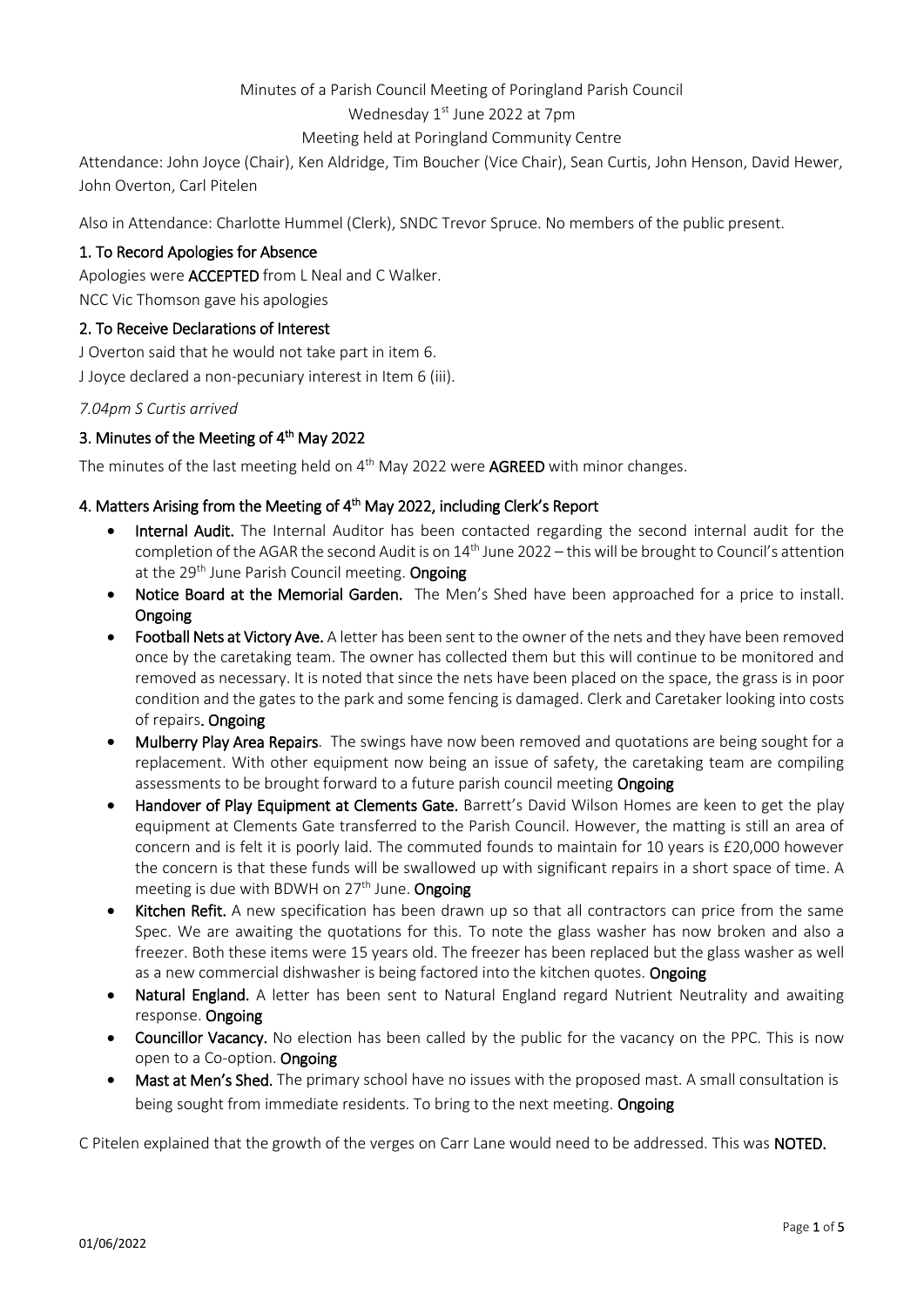Minutes of a Parish Council Meeting of Poringland Parish Council

Wednesday 1st June 2022 at 7pm

Meeting held at Poringland Community Centre

Attendance: John Joyce (Chair), Ken Aldridge, Tim Boucher (Vice Chair), Sean Curtis, John Henson, David Hewer, John Overton, Carl Pitelen

Also in Attendance: Charlotte Hummel (Clerk), SNDC Trevor Spruce. No members of the public present.

## 1. To Record Apologies for Absence

Apologies were **ACCEPTED** from L Neal and C Walker.

NCC Vic Thomson gave his apologies

## 2. To Receive Declarations of Interest

J Overton said that he would not take part in item 6.

J Joyce declared a non-pecuniary interest in Item 6 (iii).

*7.04pm S Curtis arrived*

## 3. Minutes of the Meeting of 4th May 2022

The minutes of the last meeting held on 4th May 2022 were **AGREED** with minor changes.

## 4. Matters Arising from the Meeting of 4th May 2022, including Clerk's Report

- **Internal Audit.** The Internal Auditor has been contacted regarding the second internal audit for the completion of the AGAR the second Audit is on 14th June 2022 – this will be brought to Council's attention at the 29th June Parish Council meeting. **Ongoing**
- **Notice Board at the Memorial Garden.** The Men's Shed have been approached for a price to install. **Ongoing**
- **Football Nets at Victory Ave.** A letter has been sent to the owner of the nets and they have been removed once by the caretaking team. The owner has collected them but this will continue to be monitored and removed as necessary. It is noted that since the nets have been placed on the space, the grass is in poor condition and the gates to the park and some fencing is damaged. Clerk and Caretaker looking into costs of repairs. **Ongoing**
- **Mulberry Play Area Repairs**. The swings have now been removed and quotations are being sought for a replacement. With other equipment now being an issue of safety, the caretaking team are compiling assessments to be brought forward to a future parish council meeting **Ongoing**
- **Handover of Play Equipment at Clements Gate.** Barrett's David Wilson Homes are keen to get the play equipment at Clements Gate transferred to the Parish Council. However, the matting is still an area of concern and is felt it is poorly laid. The commuted founds to maintain for 10 years is £20,000 however the concern is that these funds will be swallowed up with significant repairs in a short space of time. A meeting is due with BDWH on 27th June. **Ongoing**
- **Kitchen Refit.** A new specification has been drawn up so that all contractors can price from the same Spec. We are awaiting the quotations for this. To note the glass washer has now broken and also a freezer. Both these items were 15 years old. The freezer has been replaced but the glass washer as well as a new commercial dishwasher is being factored into the kitchen quotes. **Ongoing**
- **Natural England.** A letter has been sent to Natural England regard Nutrient Neutrality and awaiting response. **Ongoing**
- **Councillor Vacancy.** No election has been called by the public for the vacancy on the PPC. This is now open to a Co-option. **Ongoing**
- **Mast at Men's Shed.** The primary school have no issues with the proposed mast. A small consultation is being sought from immediate residents. To bring to the next meeting. **Ongoing**

C Pitelen explained that the growth of the verges on Carr Lane would need to be addressed. This was **NOTED.**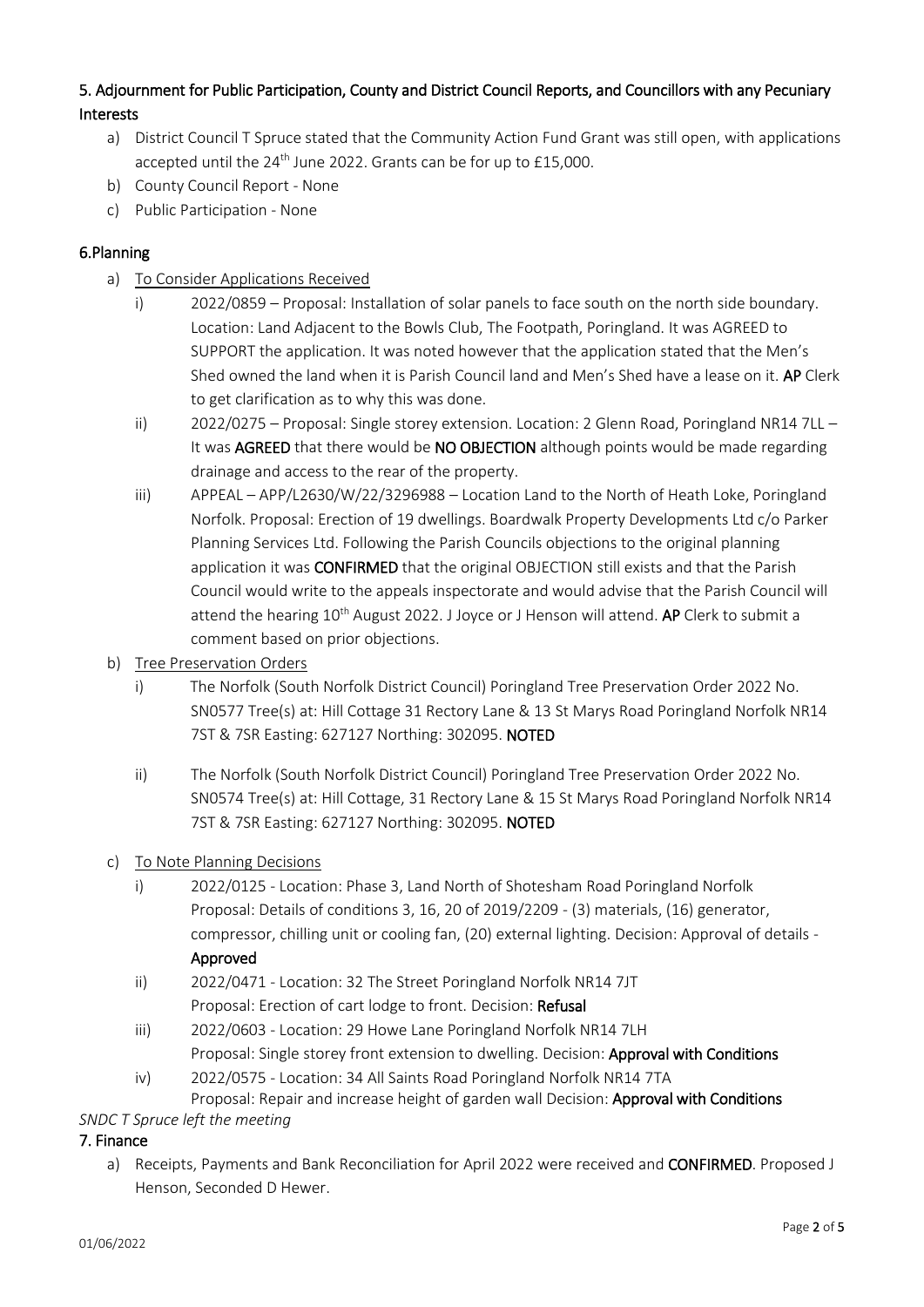## 5. Adjournment for Public Participation, County and District Council Reports, and Councillors with any Pecuniary Interests

a) District Council T Spruce stated that the Community Action Fund Grant was still open, with applications accepted until the 24th June 2022. Grants can be for up to £15,000.

b) County Council Report - None

c) Public Participation - None

## 6.Planning

a) To Consider Applications Received

i) 2022/0859 – Proposal: Installation of solar panels to face south on the north side boundary. Location: Land Adjacent to the Bowls Club, The Footpath, Poringland. It was AGREED to SUPPORT the application. It was noted however that the application stated that the Men's Shed owned the land when it is Parish Council land and Men's Shed have a lease on it. **AP** Clerk to get clarification as to why this was done.

ii) 2022/0275 – Proposal: Single storey extension. Location: 2 Glenn Road, Poringland NR14 7LL – It was **AGREED** that there would be **NO OBJECTION** although points would be made regarding drainage and access to the rear of the property.

iii) APPEAL – APP/L2630/W/22/3296988 – Location Land to the North of Heath Loke, Poringland Norfolk. Proposal: Erection of 19 dwellings. Boardwalk Property Developments Ltd c/o Parker Planning Services Ltd. Following the Parish Councils objections to the original planning application it was **CONFIRMED** that the original OBJECTION still exists and that the Parish Council would write to the appeals inspectorate and would advise that the Parish Council will attend the hearing 10th August 2022. J Joyce or J Henson will attend. **AP** Clerk to submit a comment based on prior objections.

b) Tree Preservation Orders

i) The Norfolk (South Norfolk District Council) Poringland Tree Preservation Order 2022 No. SN0577 Tree(s) at: Hill Cottage 31 Rectory Lane & 13 St Marys Road Poringland Norfolk NR14 7ST & 7SR Easting: 627127 Northing: 302095. **NOTED**

ii) The Norfolk (South Norfolk District Council) Poringland Tree Preservation Order 2022 No. SN0574 Tree(s) at: Hill Cottage, 31 Rectory Lane & 15 St Marys Road Poringland Norfolk NR14 7ST & 7SR Easting: 627127 Northing: 302095. **NOTED**

c) To Note Planning Decisions

i) 2022/0125 - Location: Phase 3, Land North of Shotesham Road Poringland Norfolk
Proposal: Details of conditions 3, 16, 20 of 2019/2209 - (3) materials, (16) generator, compressor, chilling unit or cooling fan, (20) external lighting. Decision: Approval of details - **Approved**

ii) 2022/0471 - Location: 32 The Street Poringland Norfolk NR14 7JT
Proposal: Erection of cart lodge to front. Decision: **Refusal**

iii) 2022/0603 - Location: 29 Howe Lane Poringland Norfolk NR14 7LH
Proposal: Single storey front extension to dwelling. Decision: **Approval with Conditions**

iv) 2022/0575 - Location: 34 All Saints Road Poringland Norfolk NR14 7TA
Proposal: Repair and increase height of garden wall Decision: **Approval with Conditions**

*SNDC T Spruce left the meeting*

## 7. Finance

a) Receipts, Payments and Bank Reconciliation for April 2022 were received and **CONFIRMED**. Proposed J Henson, Seconded D Hewer.

01/06/2022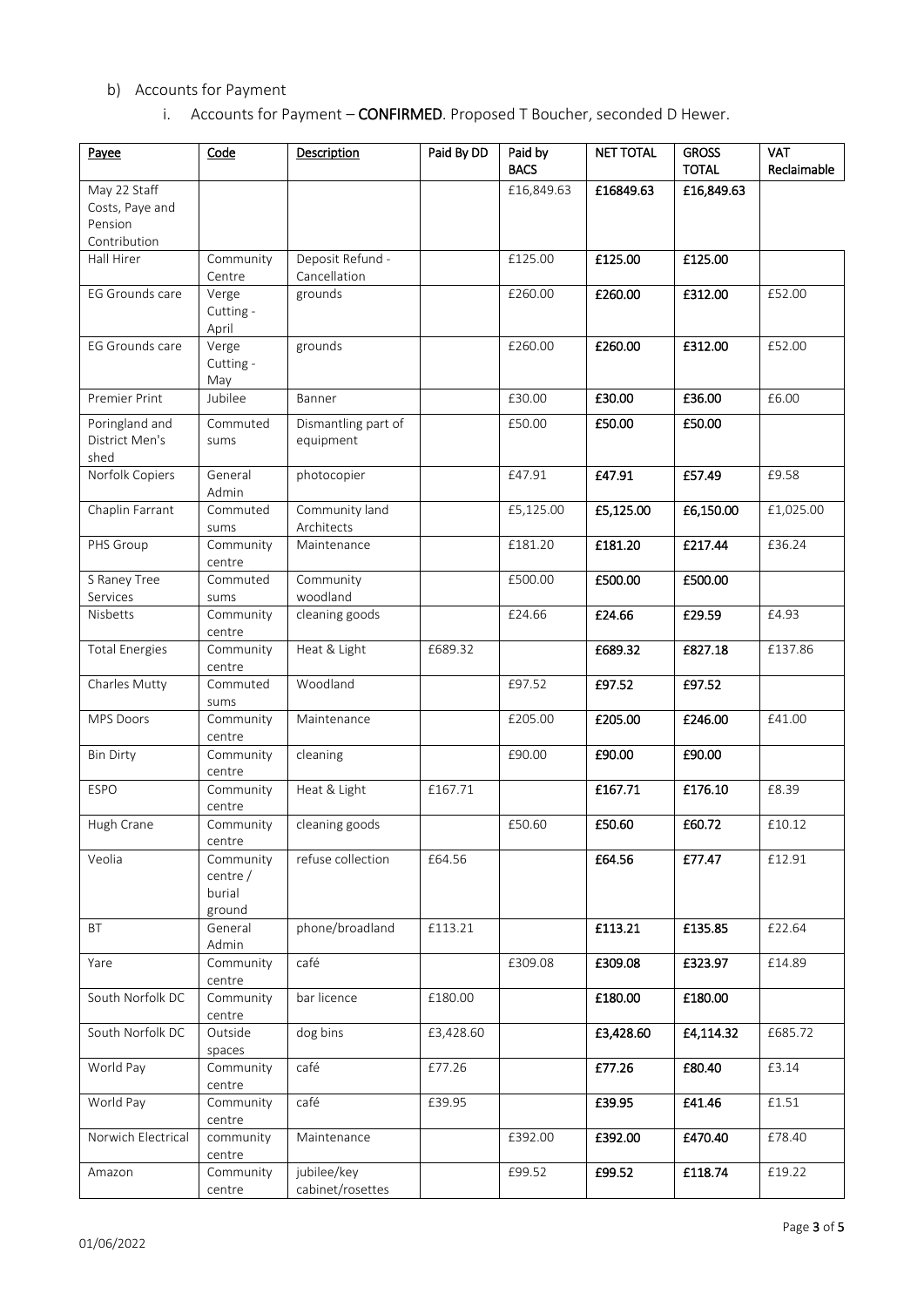b) Accounts for Payment

   i. Accounts for Payment – **CONFIRMED**. Proposed T Boucher, seconded D Hewer.

| Payee | Code | Description | Paid By DD | Paid by BACS | NET TOTAL | GROSS TOTAL | VAT Reclaimable |
|---|---|---|---|---|---|---|---|
| May 22 Staff Costs, Paye and Pension Contribution | | | | £16,849.63 | £16849.63 | £16,849.63 | |
| Hall Hirer | Community Centre | Deposit Refund - Cancellation | | £125.00 | £125.00 | £125.00 | |
| EG Grounds care | Verge Cutting - April | grounds | | £260.00 | £260.00 | £312.00 | £52.00 |
| EG Grounds care | Verge Cutting - May | grounds | | £260.00 | £260.00 | £312.00 | £52.00 |
| Premier Print | Jubilee | Banner | | £30.00 | £30.00 | £36.00 | £6.00 |
| Poringland and District Men's shed | Commuted sums | Dismantling part of equipment | | £50.00 | £50.00 | £50.00 | |
| Norfolk Copiers | General Admin | photocopier | | £47.91 | £47.91 | £57.49 | £9.58 |
| Chaplin Farrant | Commuted sums | Community land Architects | | £5,125.00 | £5,125.00 | £6,150.00 | £1,025.00 |
| PHS Group | Community centre | Maintenance | | £181.20 | £181.20 | £217.44 | £36.24 |
| S Raney Tree Services | Commuted sums | Community woodland | | £500.00 | £500.00 | £500.00 | |
| Nisbetts | Community centre | cleaning goods | | £24.66 | £24.66 | £29.59 | £4.93 |
| Total Energies | Community centre | Heat & Light | £689.32 | | £689.32 | £827.18 | £137.86 |
| Charles Mutty | Commuted sums | Woodland | | £97.52 | £97.52 | £97.52 | |
| MPS Doors | Community centre | Maintenance | | £205.00 | £205.00 | £246.00 | £41.00 |
| Bin Dirty | Community centre | cleaning | | £90.00 | £90.00 | £90.00 | |
| ESPO | Community centre | Heat & Light | £167.71 | | £167.71 | £176.10 | £8.39 |
| Hugh Crane | Community centre | cleaning goods | | £50.60 | £50.60 | £60.72 | £10.12 |
| Veolia | Community centre / burial ground | refuse collection | £64.56 | | £64.56 | £77.47 | £12.91 |
| BT | General Admin | phone/broadland | £113.21 | | £113.21 | £135.85 | £22.64 |
| Yare | Community centre | café | | £309.08 | £309.08 | £323.97 | £14.89 |
| South Norfolk DC | Community centre | bar licence | £180.00 | | £180.00 | £180.00 | |
| South Norfolk DC | Outside spaces | dog bins | £3,428.60 | | £3,428.60 | £4,114.32 | £685.72 |
| World Pay | Community centre | café | £77.26 | | £77.26 | £80.40 | £3.14 |
| World Pay | Community centre | café | £39.95 | | £39.95 | £41.46 | £1.51 |
| Norwich Electrical | community centre | Maintenance | | £392.00 | £392.00 | £470.40 | £78.40 |
| Amazon | Community centre | jubilee/key cabinet/rosettes | | £99.52 | £99.52 | £118.74 | £19.22 |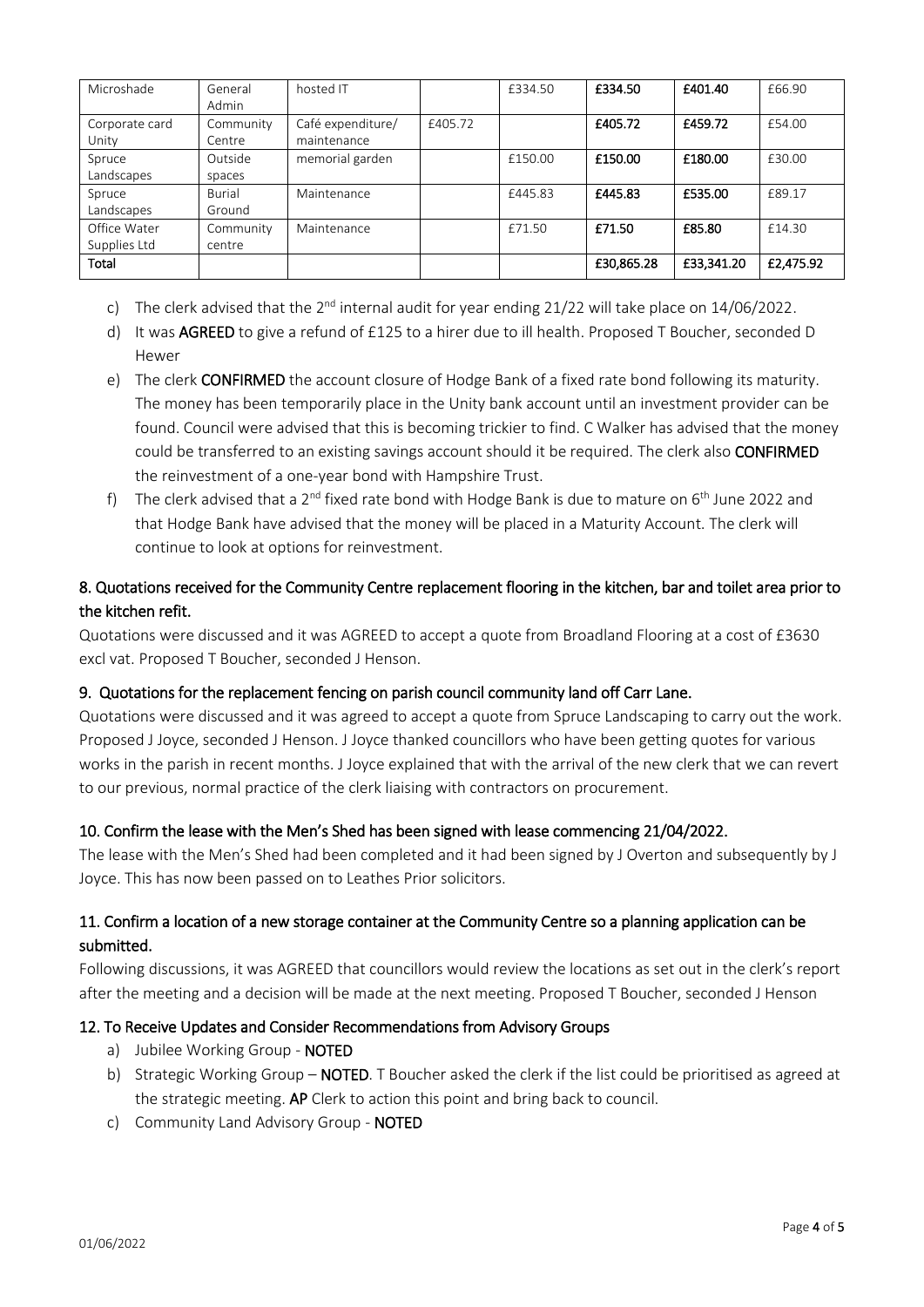| | | | | | | | |
|---|---|---|---|---|---|---|---|
| Microshade | General Admin | hosted IT | | £334.50 | **£334.50** | **£401.40** | £66.90 |
| Corporate card Unity | Community Centre | Café expenditure/ maintenance | £405.72 | | **£405.72** | **£459.72** | £54.00 |
| Spruce Landscapes | Outside spaces | memorial garden | | £150.00 | **£150.00** | **£180.00** | £30.00 |
| Spruce Landscapes | Burial Ground | Maintenance | | £445.83 | **£445.83** | **£535.00** | £89.17 |
| Office Water Supplies Ltd | Community centre | Maintenance | | £71.50 | **£71.50** | **£85.80** | £14.30 |
| **Total** | | | | | **£30,865.28** | **£33,341.20** | **£2,475.92** |

c) The clerk advised that the 2nd internal audit for year ending 21/22 will take place on 14/06/2022.

d) It was **AGREED** to give a refund of £125 to a hirer due to ill health. Proposed T Boucher, seconded D Hewer

e) The clerk **CONFIRMED** the account closure of Hodge Bank of a fixed rate bond following its maturity. The money has been temporarily place in the Unity bank account until an investment provider can be found. Council were advised that this is becoming trickier to find. C Walker has advised that the money could be transferred to an existing savings account should it be required. The clerk also **CONFIRMED** the reinvestment of a one-year bond with Hampshire Trust.

f) The clerk advised that a 2nd fixed rate bond with Hodge Bank is due to mature on 6th June 2022 and that Hodge Bank have advised that the money will be placed in a Maturity Account. The clerk will continue to look at options for reinvestment.

## 8. Quotations received for the Community Centre replacement flooring in the kitchen, bar and toilet area prior to the kitchen refit.

Quotations were discussed and it was AGREED to accept a quote from Broadland Flooring at a cost of £3630 excl vat. Proposed T Boucher, seconded J Henson.

## 9. Quotations for the replacement fencing on parish council community land off Carr Lane.

Quotations were discussed and it was agreed to accept a quote from Spruce Landscaping to carry out the work. Proposed J Joyce, seconded J Henson. J Joyce thanked councillors who have been getting quotes for various works in the parish in recent months. J Joyce explained that with the arrival of the new clerk that we can revert to our previous, normal practice of the clerk liaising with contractors on procurement.

## 10. Confirm the lease with the Men's Shed has been signed with lease commencing 21/04/2022.

The lease with the Men's Shed had been completed and it had been signed by J Overton and subsequently by J Joyce. This has now been passed on to Leathes Prior solicitors.

## 11. Confirm a location of a new storage container at the Community Centre so a planning application can be submitted.

Following discussions, it was AGREED that councillors would review the locations as set out in the clerk's report after the meeting and a decision will be made at the next meeting. Proposed T Boucher, seconded J Henson

## 12. To Receive Updates and Consider Recommendations from Advisory Groups

a) Jubilee Working Group - **NOTED**

b) Strategic Working Group – **NOTED**. T Boucher asked the clerk if the list could be prioritised as agreed at the strategic meeting. **AP** Clerk to action this point and bring back to council.

c) Community Land Advisory Group - **NOTED**

01/06/2022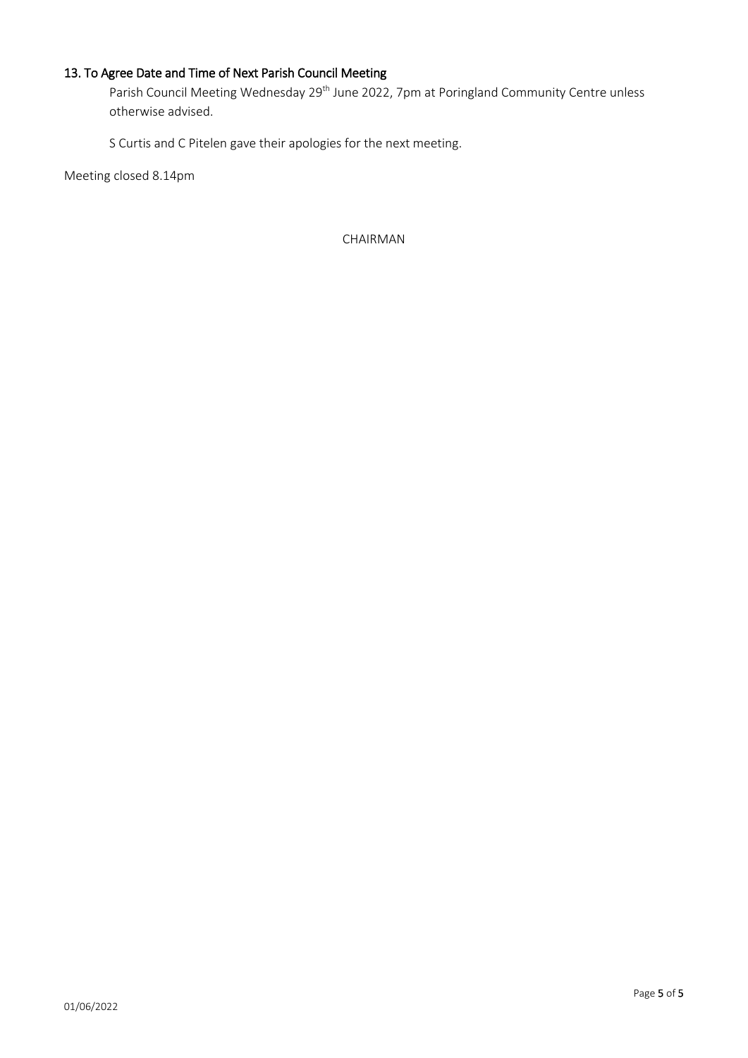## 13. To Agree Date and Time of Next Parish Council Meeting

Parish Council Meeting Wednesday 29th June 2022, 7pm at Poringland Community Centre unless otherwise advised.

S Curtis and C Pitelen gave their apologies for the next meeting.

Meeting closed 8.14pm

CHAIRMAN